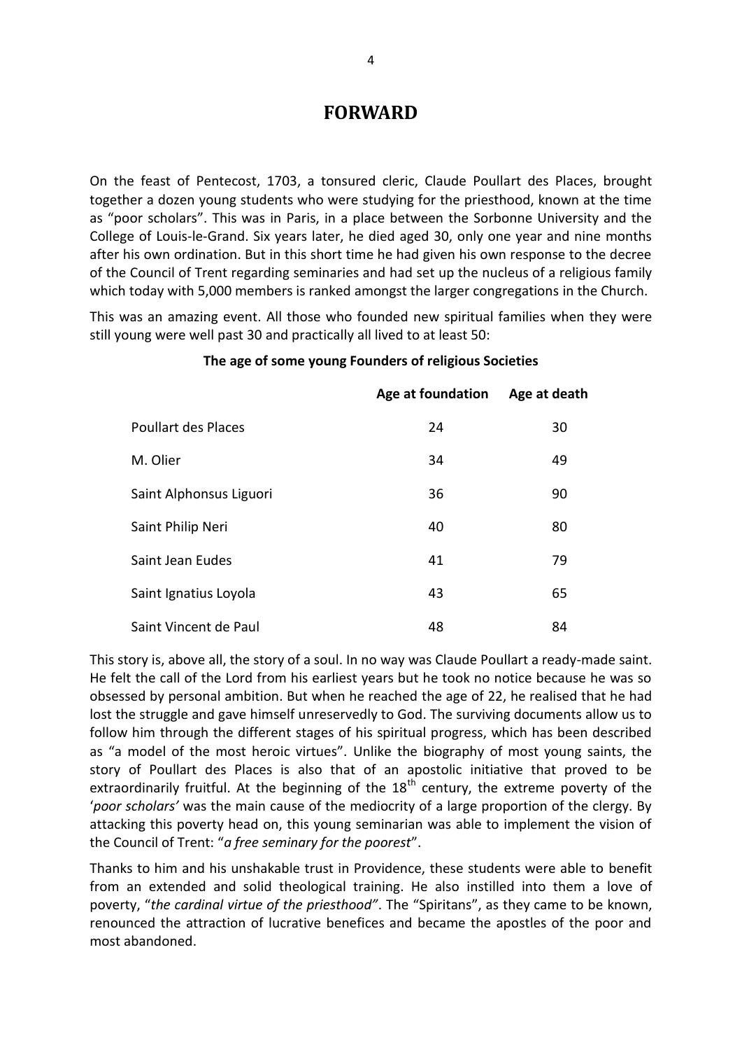# FORWARD

On the feast of Pentecost, 1703, a tonsured cleric, Claude Poullart des Places, brought together a dozen young students who were studying for the priesthood, known at the time as "poor scholars". This was in Paris, in a place between the Sorbonne University and the College of Louis-le-Grand. Six years later, he died aged 30, only one year and nine months after his own ordination. But in this short time he had given his own response to the decree of the Council of Trent regarding seminaries and had set up the nucleus of a religious family which today with 5,000 members is ranked amongst the larger congregations in the Church.

This was an amazing event. All those who founded new spiritual families when they were still young were well past 30 and practically all lived to at least 50:

**The age of some young Founders of religious Societies**

| | Age at foundation | Age at death |
|---|---|---|
| Poullart des Places | 24 | 30 |
| M. Olier | 34 | 49 |
| Saint Alphonsus Liguori | 36 | 90 |
| Saint Philip Neri | 40 | 80 |
| Saint Jean Eudes | 41 | 79 |
| Saint Ignatius Loyola | 43 | 65 |
| Saint Vincent de Paul | 48 | 84 |

This story is, above all, the story of a soul. In no way was Claude Poullart a ready-made saint. He felt the call of the Lord from his earliest years but he took no notice because he was so obsessed by personal ambition. But when he reached the age of 22, he realised that he had lost the struggle and gave himself unreservedly to God. The surviving documents allow us to follow him through the different stages of his spiritual progress, which has been described as "a model of the most heroic virtues". Unlike the biography of most young saints, the story of Poullart des Places is also that of an apostolic initiative that proved to be extraordinarily fruitful. At the beginning of the 18th century, the extreme poverty of the '*poor scholars'* was the main cause of the mediocrity of a large proportion of the clergy. By attacking this poverty head on, this young seminarian was able to implement the vision of the Council of Trent: "*a free seminary for the poorest*".

Thanks to him and his unshakable trust in Providence, these students were able to benefit from an extended and solid theological training. He also instilled into them a love of poverty, "*the cardinal virtue of the priesthood"*. The "Spiritans", as they came to be known, renounced the attraction of lucrative benefices and became the apostles of the poor and most abandoned.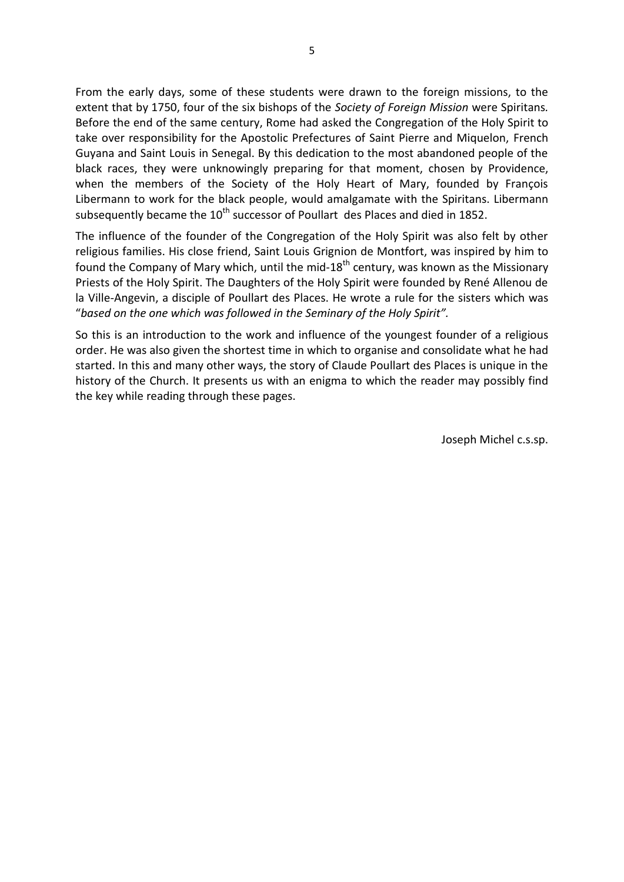From the early days, some of these students were drawn to the foreign missions, to the extent that by 1750, four of the six bishops of the *Society of Foreign Mission* were Spiritans. Before the end of the same century, Rome had asked the Congregation of the Holy Spirit to take over responsibility for the Apostolic Prefectures of Saint Pierre and Miquelon, French Guyana and Saint Louis in Senegal. By this dedication to the most abandoned people of the black races, they were unknowingly preparing for that moment, chosen by Providence, when the members of the Society of the Holy Heart of Mary, founded by François Libermann to work for the black people, would amalgamate with the Spiritans. Libermann subsequently became the 10th successor of Poullart des Places and died in 1852.

The influence of the founder of the Congregation of the Holy Spirit was also felt by other religious families. His close friend, Saint Louis Grignion de Montfort, was inspired by him to found the Company of Mary which, until the mid-18th century, was known as the Missionary Priests of the Holy Spirit. The Daughters of the Holy Spirit were founded by René Allenou de la Ville-Angevin, a disciple of Poullart des Places. He wrote a rule for the sisters which was "*based on the one which was followed in the Seminary of the Holy Spirit".*

So this is an introduction to the work and influence of the youngest founder of a religious order. He was also given the shortest time in which to organise and consolidate what he had started. In this and many other ways, the story of Claude Poullart des Places is unique in the history of the Church. It presents us with an enigma to which the reader may possibly find the key while reading through these pages.

Joseph Michel c.s.sp.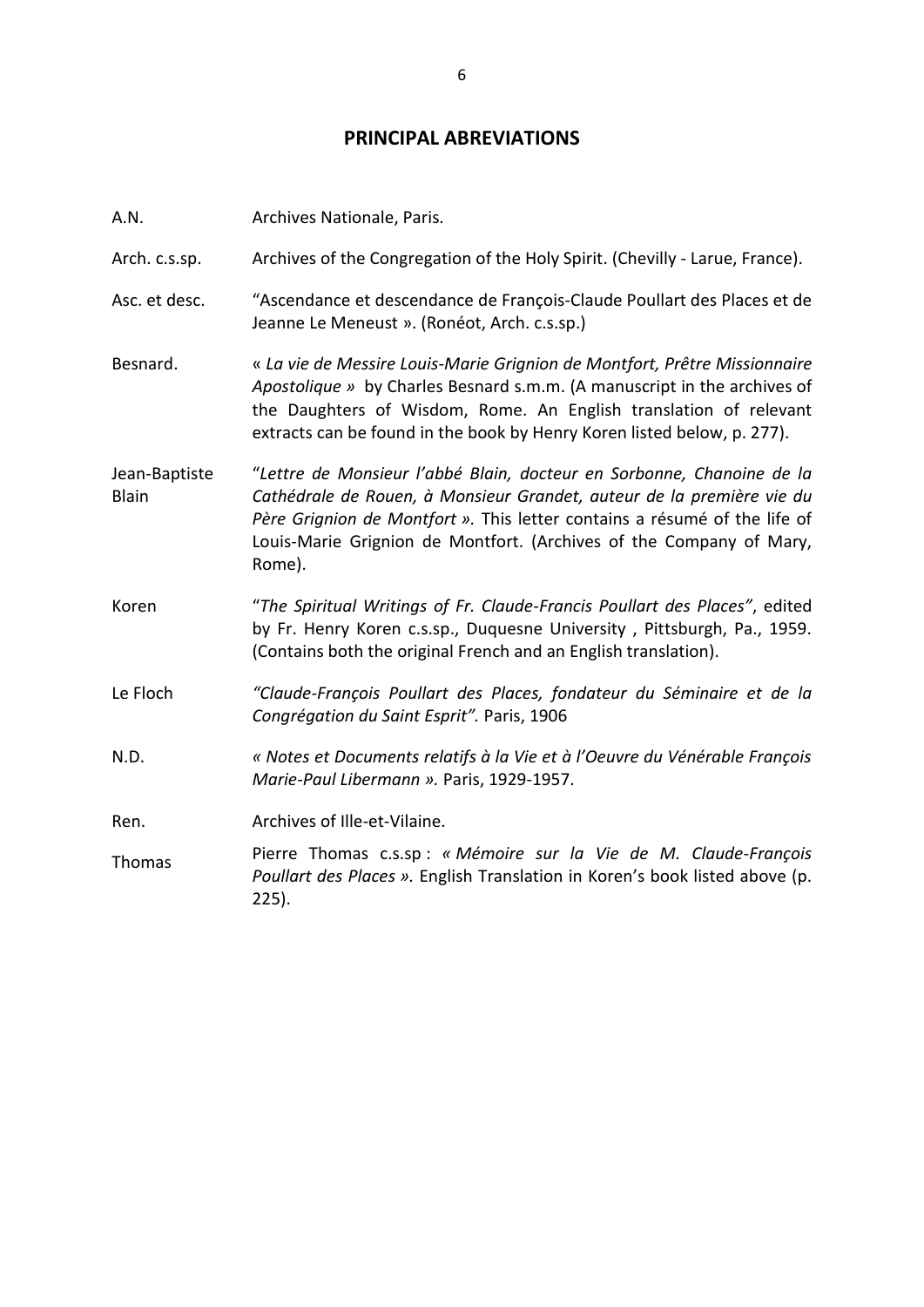## PRINCIPAL ABREVIATIONS

| | |
|---|---|
| A.N. | Archives Nationale, Paris. |
| Arch. c.s.sp. | Archives of the Congregation of the Holy Spirit. (Chevilly - Larue, France). |
| Asc. et desc. | "Ascendance et descendance de François-Claude Poullart des Places et de Jeanne Le Meneust ». (Ronéot, Arch. c.s.sp.) |
| Besnard. | « *La vie de Messire Louis-Marie Grignion de Montfort, Prêtre Missionnaire Apostolique »* by Charles Besnard s.m.m. (A manuscript in the archives of the Daughters of Wisdom, Rome. An English translation of relevant extracts can be found in the book by Henry Koren listed below, p. 277). |
| Jean-Baptiste Blain | "*Lettre de Monsieur l'abbé Blain, docteur en Sorbonne, Chanoine de la Cathédrale de Rouen, à Monsieur Grandet, auteur de la première vie du Père Grignion de Montfort ».* This letter contains a résumé of the life of Louis-Marie Grignion de Montfort. (Archives of the Company of Mary, Rome). |
| Koren | "*The Spiritual Writings of Fr. Claude-Francis Poullart des Places"*, edited by Fr. Henry Koren c.s.sp., Duquesne University , Pittsburgh, Pa., 1959. (Contains both the original French and an English translation). |
| Le Floch | *"Claude-François Poullart des Places, fondateur du Séminaire et de la Congrégation du Saint Esprit".* Paris, 1906 |
| N.D. | *« Notes et Documents relatifs à la Vie et à l'Oeuvre du Vénérable François Marie-Paul Libermann ».* Paris, 1929-1957. |
| Ren. | Archives of Ille-et-Vilaine. |
| Thomas | Pierre Thomas c.s.sp : *« Mémoire sur la Vie de M. Claude-François Poullart des Places ».* English Translation in Koren's book listed above (p. 225). |